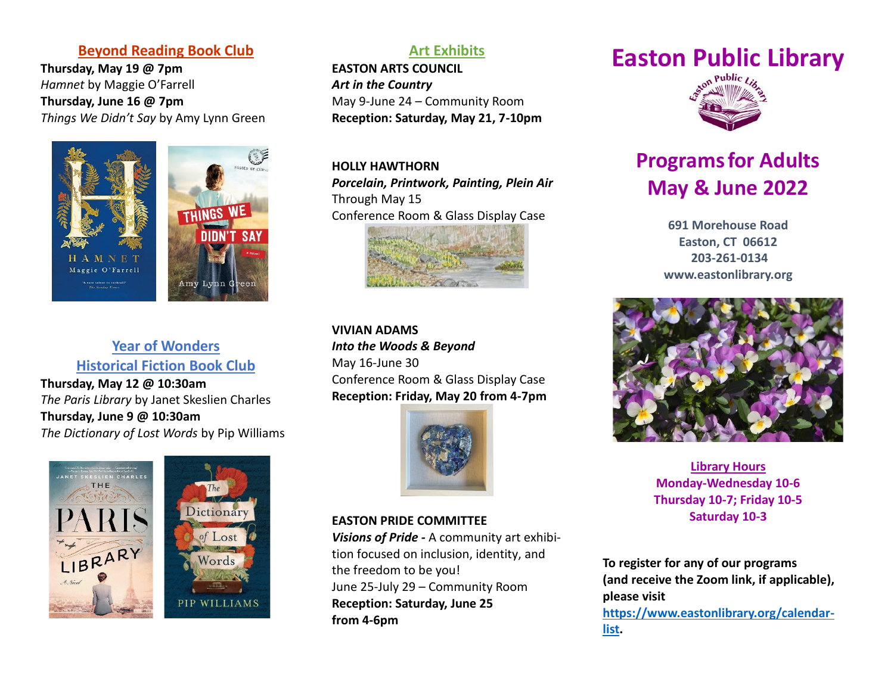# Easston Public Library

## Programs for Adults
## May & June 2022

**691 Morehouse Road**
**Easton, CT  06612**
**203-261-0134**
**www.eastonlibrary.org**

### Library Hours

**Monday-Wednesday 10-6**
**Thursday 10-7; Friday 10-5**
**Saturday 10-3**

**To register for any of our programs (and receive the Zoom link, if applicable), please visit https://www.eastonlibrary.org/calendar-list.**

## Beyond Reading Book Club

**Thursday, May 19 @ 7pm**
*Hamnet* by Maggie O'Farrell
**Thursday, June 16 @ 7pm**
*Things We Didn't Say* by Amy Lynn Green

## Year of Wonders Historical Fiction Book Club

**Thursday, May 12 @ 10:30am**
*The Paris Library* by Janet Skeslien Charles
**Thursday, June 9 @ 10:30am**
*The Dictionary of Lost Words* by Pip Williams

## Art Exhibits

**EASTON ARTS COUNCIL**
***Art in the Country***
May 9-June 24 – Community Room
**Reception: Saturday, May 21, 7-10pm**

**HOLLY HAWTHORN**
***Porcelain, Printwork, Painting, Plein Air***
Through May 15
Conference Room & Glass Display Case

**VIVIAN ADAMS**
***Into the Woods & Beyond***
May 16-June 30
Conference Room & Glass Display Case
**Reception: Friday, May 20 from 4-7pm**

**EASTON PRIDE COMMITTEE**
***Visions of Pride -*** A community art exhibition focused on inclusion, identity, and the freedom to be you!
June 25-July 29 – Community Room
**Reception: Saturday, June 25 from 4-6pm**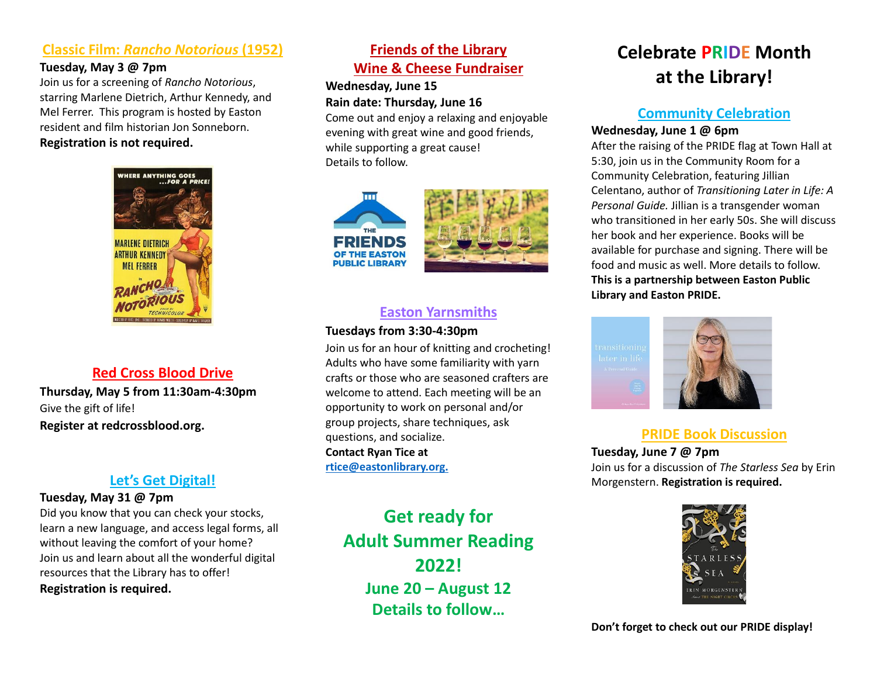## Classic Film: *Rancho Notorious* (1952)

**Tuesday, May 3 @ 7pm**

Join us for a screening of *Rancho Notorious*, starring Marlene Dietrich, Arthur Kennedy, and Mel Ferrer. This program is hosted by Easton resident and film historian Jon Sonneborn.

**Registration is not required.**

## Red Cross Blood Drive

**Thursday, May 5 from 11:30am-4:30pm**

Give the gift of life!

**Register at redcrossblood.org.**

## Let's Get Digital!

**Tuesday, May 31 @ 7pm**

Did you know that you can check your stocks, learn a new language, and access legal forms, all without leaving the comfort of your home? Join us and learn about all the wonderful digital resources that the Library has to offer!

**Registration is required.**

## Friends of the Library Wine & Cheese Fundraiser

**Wednesday, June 15**

**Rain date: Thursday, June 16**

Come out and enjoy a relaxing and enjoyable evening with great wine and good friends, while supporting a great cause!

Details to follow.

## Easton Yarnsmiths

**Tuesdays from 3:30-4:30pm**

Join us for an hour of knitting and crocheting! Adults who have some familiarity with yarn crafts or those who are seasoned crafters are welcome to attend. Each meeting will be an opportunity to work on personal and/or group projects, share techniques, ask questions, and socialize.

**Contact Ryan Tice at**
**rtice@eastonlibrary.org.**

## Get ready for Adult Summer Reading 2022!

**June 20 – August 12**

**Details to follow…**

# Celebrate PRIDE Month at the Library!

## Community Celebration

**Wednesday, June 1 @ 6pm**

After the raising of the PRIDE flag at Town Hall at 5:30, join us in the Community Room for a Community Celebration, featuring Jillian Celentano, author of *Transitioning Later in Life: A Personal Guide*. Jillian is a transgender woman who transitioned in her early 50s. She will discuss her book and her experience. Books will be available for purchase and signing. There will be food and music as well. More details to follow.

**This is a partnership between Easton Public Library and Easton PRIDE.**

## PRIDE Book Discussion

**Tuesday, June 7 @ 7pm**

Join us for a discussion of *The Starless Sea* by Erin Morgenstern. **Registration is required.**

**Don't forget to check out our PRIDE display!**